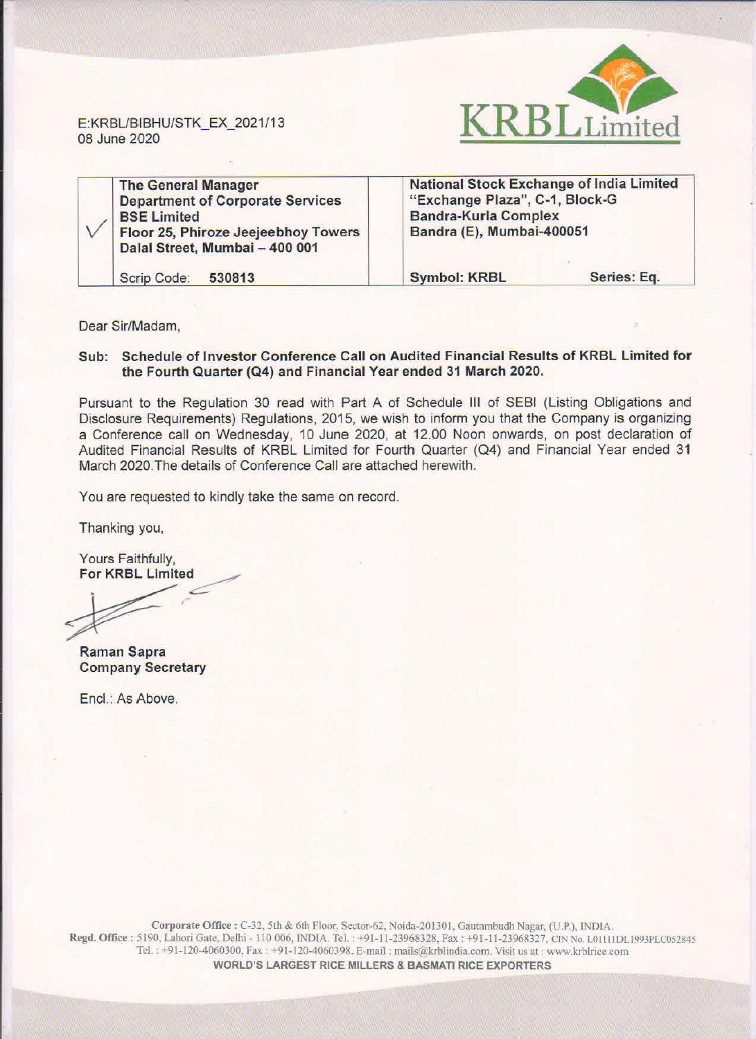E:KRBL/BIBHU/STK_EX_2021/13
08 June 2020

KRBL Limited

| | |
|---|---|
| ✓ **The General Manager**<br>**Department of Corporate Services**<br>**BSE Limited**<br>**Floor 25, Phiroze Jeejeebhoy Towers**<br>**Dalal Street, Mumbai – 400 001** | **National Stock Exchange of India Limited**<br>**"Exchange Plaza", C-1, Block-G**<br>**Bandra-Kurla Complex**<br>**Bandra (E), Mumbai-400051** |
| Scrip Code: **530813** | **Symbol: KRBL** **Series: Eq.** |

Dear Sir/Madam,

**Sub: Schedule of Investor Conference Call on Audited Financial Results of KRBL Limited for the Fourth Quarter (Q4) and Financial Year ended 31 March 2020.**

Pursuant to the Regulation 30 read with Part A of Schedule III of SEBI (Listing Obligations and Disclosure Requirements) Regulations, 2015, we wish to inform you that the Company is organizing a Conference call on Wednesday, 10 June 2020, at 12.00 Noon onwards, on post declaration of Audited Financial Results of KRBL Limited for Fourth Quarter (Q4) and Financial Year ended 31 March 2020.The details of Conference Call are attached herewith.

You are requested to kindly take the same on record.

Thanking you,

Yours Faithfully,
**For KRBL Limited**

**Raman Sapra**
**Company Secretary**

Encl.: As Above.

**Corporate Office :** C-32, 5th & 6th Floor, Sector-62, Noida-201301, Gautambudh Nagar, (U.P.), INDIA.
**Regd. Office :** 5190, Lahori Gate, Delhi - 110 006, INDIA. Tel. : +91-11-23968328, Fax : +91-11-23968327, CIN No. L01111DL1993PLC052845
Tel. : +91-120-4060300, Fax : +91-120-4060398. E-mail : mails@krblindia.com. Visit us at : www.krblrice.com
WORLD'S LARGEST RICE MILLERS & BASMATI RICE EXPORTERS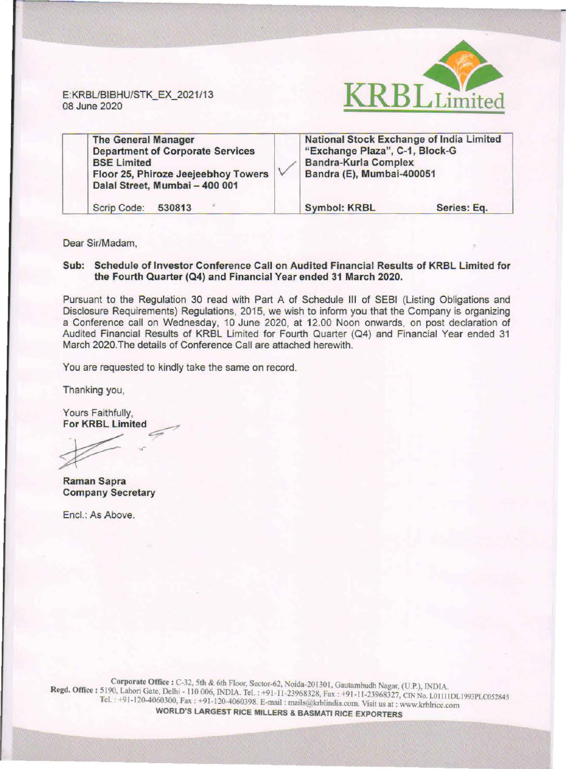E:KRBL/BIBHU/STK_EX_2021/13
08 June 2020

KRBL Limited

| The General Manager<br>Department of Corporate Services<br>BSE Limited<br>Floor 25, Phiroze Jeejeebhoy Towers<br>Dalal Street, Mumbai – 400 001 | National Stock Exchange of India Limited<br>"Exchange Plaza", C-1, Block-G<br>Bandra-Kurla Complex<br>Bandra (E), Mumbai-400051 | |
|---|---|---|
| Scrip Code: 530813 | Symbol: KRBL | Series: Eq. |

Dear Sir/Madam,

**Sub: Schedule of Investor Conference Call on Audited Financial Results of KRBL Limited for the Fourth Quarter (Q4) and Financial Year ended 31 March 2020.**

Pursuant to the Regulation 30 read with Part A of Schedule III of SEBI (Listing Obligations and Disclosure Requirements) Regulations, 2015, we wish to inform you that the Company is organizing a Conference call on Wednesday, 10 June 2020, at 12.00 Noon onwards, on post declaration of Audited Financial Results of KRBL Limited for Fourth Quarter (Q4) and Financial Year ended 31 March 2020.The details of Conference Call are attached herewith.

You are requested to kindly take the same on record.

Thanking you,

Yours Faithfully,
**For KRBL Limited**

**Raman Sapra**
**Company Secretary**

Encl.: As Above.

**Corporate Office :** C-32, 5th & 6th Floor, Sector-62, Noida-201301, Gautambudh Nagar, (U.P.), INDIA.
**Regd. Office :** 5190, Lahori Gate, Delhi - 110 006, INDIA. Tel. : +91-11-23968328, Fax : +91-11-23968327, CIN No. L01111DL1993PLC052845
Tel. : +91-120-4060300, Fax : +91-120-4060398. E-mail : mails@krblindia.com. Visit us at : www.krblrice.com
**WORLD'S LARGEST RICE MILLERS & BASMATI RICE EXPORTERS**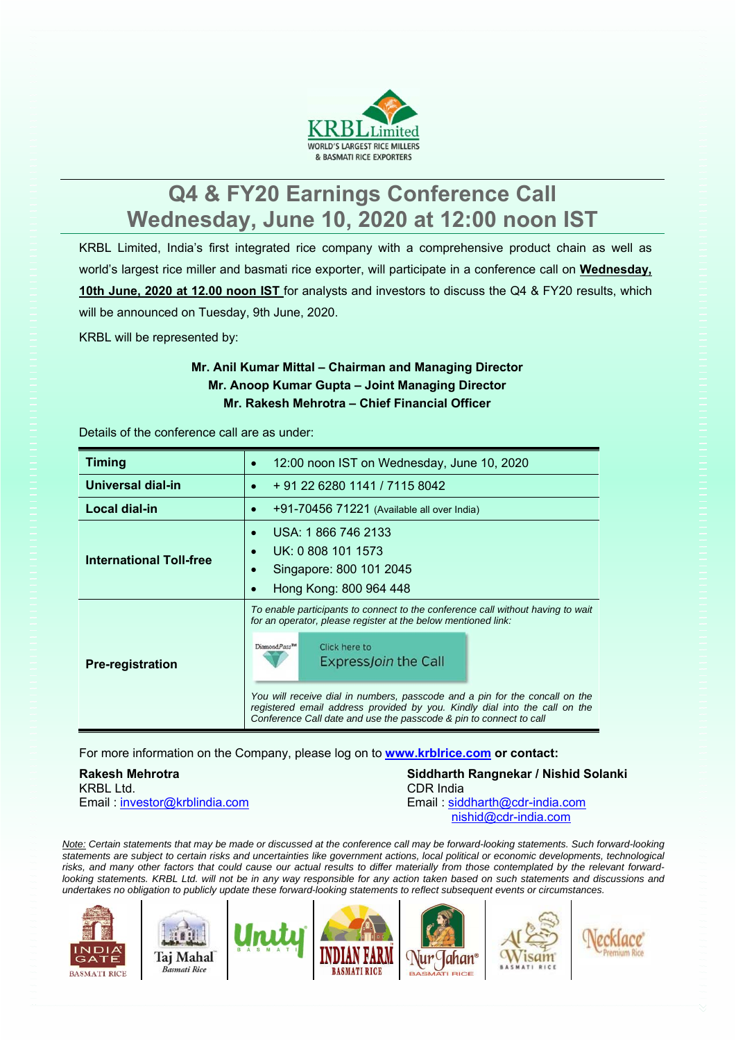KRBL Limited

WORLD'S LARGEST RICE MILLERS & BASMATI RICE EXPORTERS

# Q4 & FY20 Earnings Conference Call Wednesday, June 10, 2020 at 12:00 noon IST

KRBL Limited, India's first integrated rice company with a comprehensive product chain as well as world's largest rice miller and basmati rice exporter, will participate in a conference call on **Wednesday, 10th June, 2020 at 12.00 noon IST** for analysts and investors to discuss the Q4 & FY20 results, which will be announced on Tuesday, 9th June, 2020.

KRBL will be represented by:

**Mr. Anil Kumar Mittal – Chairman and Managing Director**
**Mr. Anoop Kumar Gupta – Joint Managing Director**
**Mr. Rakesh Mehrotra – Chief Financial Officer**

Details of the conference call are as under:

| | |
|---|---|
| **Timing** | • 12:00 noon IST on Wednesday, June 10, 2020 |
| **Universal dial-in** | • + 91 22 6280 1141 / 7115 8042 |
| **Local dial-in** | • +91-70456 71221 (Available all over India) |
| **International Toll-free** | • USA: 1 866 746 2133<br>• UK: 0 808 101 1573<br>• Singapore: 800 101 2045<br>• Hong Kong: 800 964 448 |
| **Pre-registration** | *To enable participants to connect to the conference call without having to wait for an operator, please register at the below mentioned link:*<br>DiamondPass™ Click here to ExpressJoin the Call<br>*You will receive dial in numbers, passcode and a pin for the concall on the registered email address provided by you. Kindly dial into the call on the Conference Call date and use the passcode & pin to connect to call* |

For more information on the Company, please log on to **www.krblrice.com** **or contact:**

**Rakesh Mehrotra**
KRBL Ltd.
Email : investor@krblindia.com

**Siddharth Rangnekar / Nishid Solanki**
CDR India
Email : siddharth@cdr-india.com
nishid@cdr-india.com

*Note: Certain statements that may be made or discussed at the conference call may be forward-looking statements. Such forward-looking statements are subject to certain risks and uncertainties like government actions, local political or economic developments, technological risks, and many other factors that could cause our actual results to differ materially from those contemplated by the relevant forward-looking statements. KRBL Ltd. will not be in any way responsible for any action taken based on such statements and discussions and undertakes no obligation to publicly update these forward-looking statements to reflect subsequent events or circumstances.*

INDIA GATE BASMATI RICE | Taj Mahal Basmati Rice | Unity BASMATI | INDIAN FARM BASMATI RICE | Nur Jahan BASMATI RICE | Al Wisam BASMATI RICE | Necklace Premium Rice